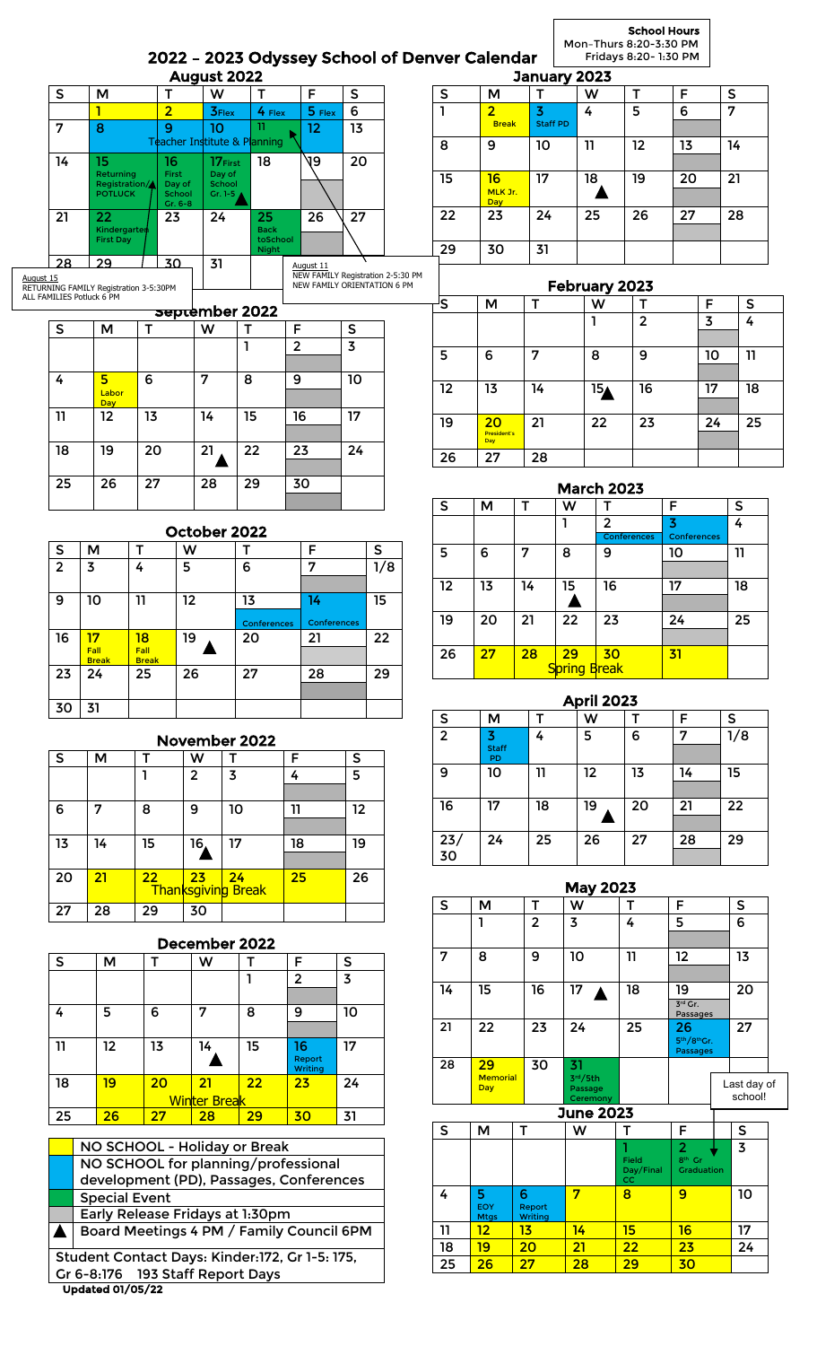# 2022 – 2023 Odyssey School of Denver Calendar

**School Hours**
Mon–Thurs 8:20-3:30 PM
Fridays 8:20- 1:30 PM

## August 2022

| S | M | T | W | T | F | S |
|---|---|---|---|---|---|---|
| | 1 | 2 | 3 Flex | 4 Flex | 5 Flex | 6 |
| 7 | 8 Teacher Institute & Planning | 9 | 10 | 11 | 12 | 13 |
| 14 | 15 Returning Registration POTLUCK | 16 First Day of School Gr. 6-8 | 17 First Day of School Gr. 1-5 | 18 | 19 | 20 |
| 21 | 22 Kindergarten First Day | 23 | 24 | 25 Back to School Night | 26 | 27 |
| 28 | 29 | 30 | 31 | | | |

August 15
RETURNING FAMILY Registration 3-5:30PM
ALL FAMILIES Potluck 6 PM

August 11
NEW FAMILY Registration 2-5:30 PM
NEW FAMILY ORIENTATION 6 PM

## September 2022

| S | M | T | W | T | F | S |
|---|---|---|---|---|---|---|
| | | | | 1 | 2 | 3 |
| 4 | 5 Labor Day | 6 | 7 | 8 | 9 | 10 |
| 11 | 12 | 13 | 14 | 15 | 16 | 17 |
| 18 | 19 | 20 | 21 ▲ | 22 | 23 | 24 |
| 25 | 26 | 27 | 28 | 29 | 30 | |

## October 2022

| S | M | T | W | T | F | S |
|---|---|---|---|---|---|---|
| 2 | 3 | 4 | 5 | 6 | 7 | 1/8 |
| 9 | 10 | 11 | 12 | 13 Conferences | 14 Conferences | 15 |
| 16 | 17 Fall Break | 18 Fall Break | 19 ▲ | 20 | 21 | 22 |
| 23 | 24 | 25 | 26 | 27 | 28 | 29 |
| 30 | 31 | | | | | |

## November 2022

| S | M | T | W | T | F | S |
|---|---|---|---|---|---|---|
| | | 1 | 2 | 3 | 4 | 5 |
| 6 | 7 | 8 | 9 | 10 | 11 | 12 |
| 13 | 14 | 15 | 16 ▲ | 17 | 18 | 19 |
| 20 | 21 | 22 Thanksgiving Break | 23 | 24 | 25 | 26 |
| 27 | 28 | 29 | 30 | | | |

## December 2022

| S | M | T | W | T | F | S |
|---|---|---|---|---|---|---|
| | | | | 1 | 2 | 3 |
| 4 | 5 | 6 | 7 | 8 | 9 | 10 |
| 11 | 12 | 13 | 14 ▲ | 15 | 16 Report Writing | 17 |
| 18 | 19 | 20 Winter Break | 21 | 22 | 23 | 24 |
| 25 | 26 | 27 | 28 | 29 | 30 | 31 |

## January 2023

| S | M | T | W | T | F | S |
|---|---|---|---|---|---|---|
| 1 | 2 Break | 3 Staff PD | 4 | 5 | 6 | 7 |
| 8 | 9 | 10 | 11 | 12 | 13 | 14 |
| 15 | 16 MLK Jr. Day | 17 | 18 ▲ | 19 | 20 | 21 |
| 22 | 23 | 24 | 25 | 26 | 27 | 28 |
| 29 | 30 | 31 | | | | |

## February 2023

| S | M | T | W | T | F | S |
|---|---|---|---|---|---|---|
| | | | 1 | 2 | 3 | 4 |
| 5 | 6 | 7 | 8 | 9 | 10 | 11 |
| 12 | 13 | 14 | 15 ▲ | 16 | 17 | 18 |
| 19 | 20 President's Day | 21 | 22 | 23 | 24 | 25 |
| 26 | 27 | 28 | | | | |

## March 2023

| S | M | T | W | T | F | S |
|---|---|---|---|---|---|---|
| | | | 1 | 2 Conferences | 3 Conferences | 4 |
| 5 | 6 | 7 | 8 | 9 | 10 | 11 |
| 12 | 13 | 14 | 15 ▲ | 16 | 17 | 18 |
| 19 | 20 | 21 | 22 | 23 | 24 | 25 |
| 26 | 27 | 28 | 29 Spring Break | 30 | 31 | |

## April 2023

| S | M | T | W | T | F | S |
|---|---|---|---|---|---|---|
| 2 | 3 Staff PD | 4 | 5 | 6 | 7 | 1/8 |
| 9 | 10 | 11 | 12 | 13 | 14 | 15 |
| 16 | 17 | 18 | 19 ▲ | 20 | 21 | 22 |
| 23/30 | 24 | 25 | 26 | 27 | 28 | 29 |

## May 2023

| S | M | T | W | T | F | S |
|---|---|---|---|---|---|---|
| | 1 | 2 | 3 | 4 | 5 | 6 |
| 7 | 8 | 9 | 10 | 11 | 12 | 13 |
| 14 | 15 | 16 | 17 ▲ | 18 | 19 3rd Gr. Passages | 20 |
| 21 | 22 | 23 | 24 | 25 | 26 5th/8th Gr. Passages | 27 |
| 28 | 29 Memorial Day | 30 | 31 3rd/5th Passage Ceremony | | | |

## June 2023

| S | M | T | W | T | F | S |
|---|---|---|---|---|---|---|
| | | | | 1 Field Day/Final CC | 2 8th Gr Graduation | 3 |
| 4 | 5 EOY Mtgs | 6 Report Writing | 7 | 8 | 9 | 10 |
| 11 | 12 | 13 | 14 | 15 | 16 | 17 |
| 18 | 19 | 20 | 21 | 22 | 23 | 24 |
| 25 | 26 | 27 | 28 | 29 | 30 | |

Last day of school! (June 2)

| Key | |
|---|---|
| Yellow | NO SCHOOL - Holiday or Break |
| Blue | NO SCHOOL for planning/professional development (PD), Passages, Conferences |
| Green | Special Event |
| Gray | Early Release Fridays at 1:30pm |
| ▲ | Board Meetings 4 PM / Family Council 6PM |

Student Contact Days: Kinder:172, Gr 1-5: 175, Gr 6-8:176 193 Staff Report Days

**Updated 01/05/22**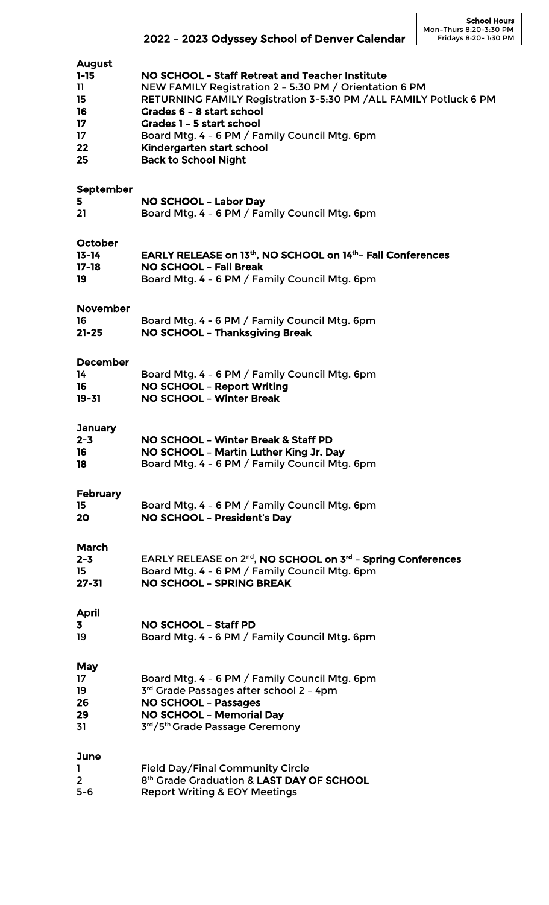# 2022 – 2023 Odyssey School of Denver Calendar

**School Hours**
Mon-Thurs 8:20-3:30 PM
Fridays 8:20- 1:30 PM

## August

| | |
|---|---|
| **1-15** | **NO SCHOOL - Staff Retreat and Teacher Institute** |
| 11 | NEW FAMILY Registration 2 – 5:30 PM / Orientation 6 PM |
| 15 | RETURNING FAMILY Registration 3-5:30 PM /ALL FAMILY Potluck 6 PM |
| **16** | **Grades 6 – 8 start school** |
| **17** | **Grades 1 – 5 start school** |
| 17 | Board Mtg. 4 – 6 PM / Family Council Mtg. 6pm |
| **22** | **Kindergarten start school** |
| **25** | **Back to School Night** |

## September

| | |
|---|---|
| **5** | **NO SCHOOL – Labor Day** |
| 21 | Board Mtg. 4 – 6 PM / Family Council Mtg. 6pm |

## October

| | |
|---|---|
| **13-14** | **EARLY RELEASE on 13th, NO SCHOOL on 14th– Fall Conferences** |
| **17-18** | **NO SCHOOL – Fall Break** |
| **19** | Board Mtg. 4 – 6 PM / Family Council Mtg. 6pm |

## November

| | |
|---|---|
| 16 | Board Mtg. 4 - 6 PM / Family Council Mtg. 6pm |
| **21-25** | **NO SCHOOL – Thanksgiving Break** |

## December

| | |
|---|---|
| 14 | Board Mtg. 4 – 6 PM / Family Council Mtg. 6pm |
| **16** | **NO SCHOOL – Report Writing** |
| **19-31** | **NO SCHOOL – Winter Break** |

## January

| | |
|---|---|
| **2-3** | **NO SCHOOL – Winter Break & Staff PD** |
| **16** | **NO SCHOOL – Martin Luther King Jr. Day** |
| **18** | Board Mtg. 4 – 6 PM / Family Council Mtg. 6pm |

## February

| | |
|---|---|
| 15 | Board Mtg. 4 – 6 PM / Family Council Mtg. 6pm |
| **20** | **NO SCHOOL – President's Day** |

## March

| | |
|---|---|
| **2-3** | EARLY RELEASE on 2nd, **NO SCHOOL on 3rd – Spring Conferences** |
| 15 | Board Mtg. 4 – 6 PM / Family Council Mtg. 6pm |
| **27-31** | **NO SCHOOL – SPRING BREAK** |

## April

| | |
|---|---|
| **3** | **NO SCHOOL – Staff PD** |
| 19 | Board Mtg. 4 - 6 PM / Family Council Mtg. 6pm |

## May

| | |
|---|---|
| 17 | Board Mtg. 4 – 6 PM / Family Council Mtg. 6pm |
| 19 | 3rd Grade Passages after school 2 – 4pm |
| **26** | **NO SCHOOL – Passages** |
| **29** | **NO SCHOOL – Memorial Day** |
| 31 | 3rd/5th Grade Passage Ceremony |

## June

| | |
|---|---|
| 1 | Field Day/Final Community Circle |
| 2 | 8th Grade Graduation & **LAST DAY OF SCHOOL** |
| 5-6 | Report Writing & EOY Meetings |